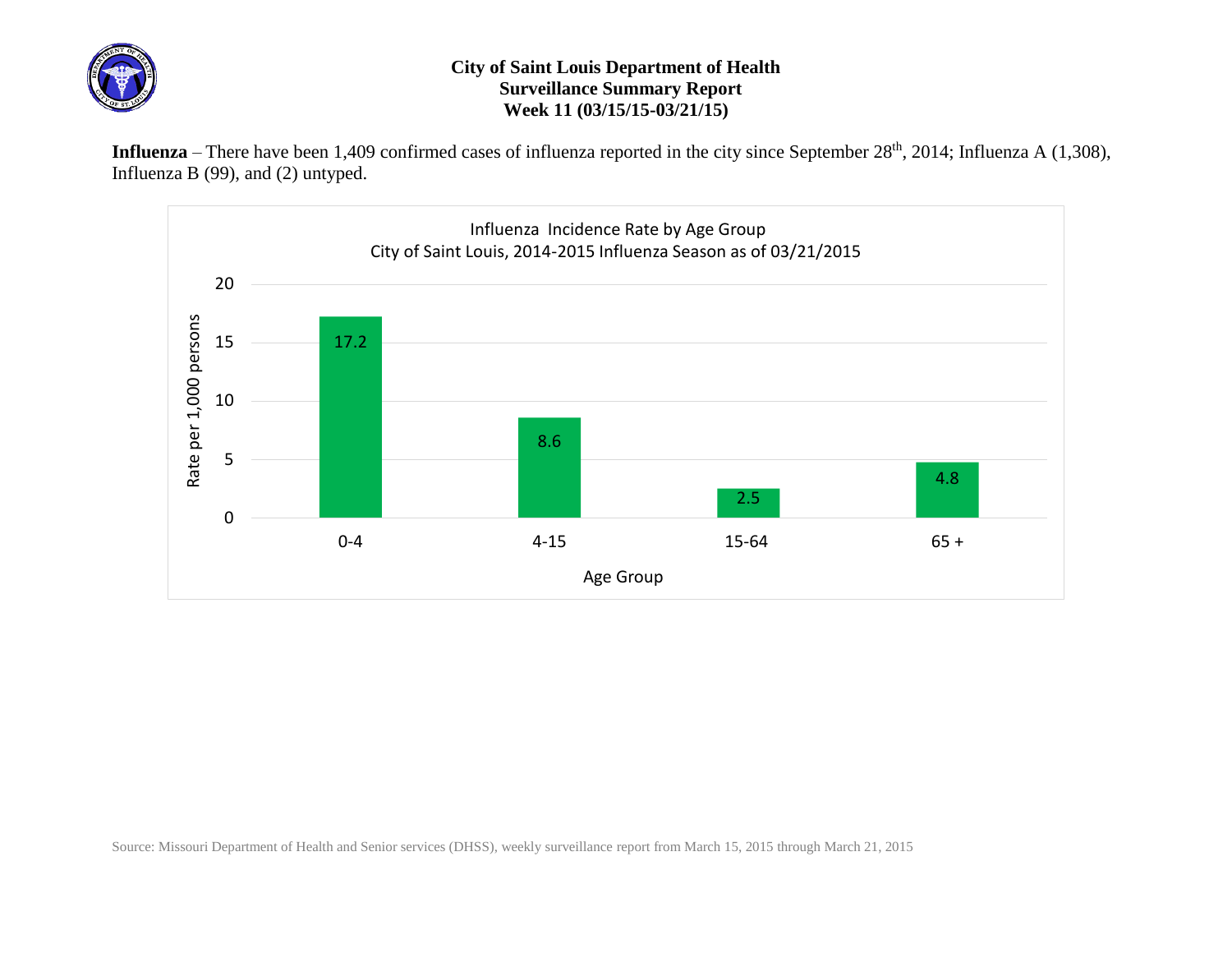# City of Saint Louis Department of Health
## Surveillance Summary Report
### Week 11 (03/15/15-03/21/15)

**Influenza** – There have been 1,409 confirmed cases of influenza reported in the city since September 28th, 2014; Influenza A (1,308), Influenza B (99), and (2) untyped.

Influenza Incidence Rate by Age Group
City of Saint Louis, 2014-2015 Influenza Season as of 03/21/2015

| Age Group | Rate per 1,000 persons |
|---|---|
| 0-4 | 17.2 |
| 4-15 | 8.6 |
| 15-64 | 2.5 |
| 65 + | 4.8 |

Source: Missouri Department of Health and Senior services (DHSS), weekly surveillance report from March 15, 2015 through March 21, 2015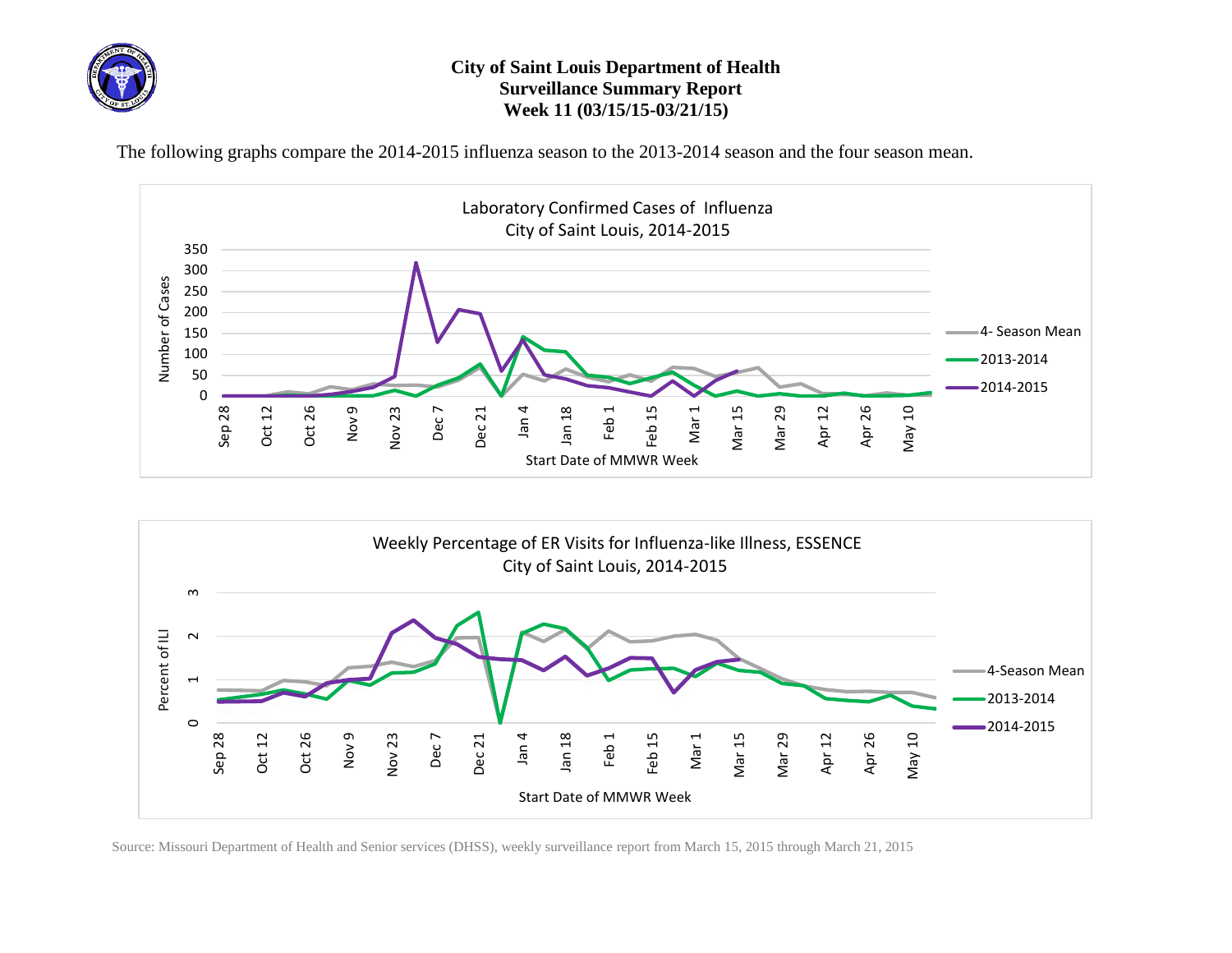**City of Saint Louis Department of Health**
**Surveillance Summary Report**
**Week 11 (03/15/15-03/21/15)**

The following graphs compare the 2014-2015 influenza season to the 2013-2014 season and the four season mean.

Laboratory Confirmed Cases of Influenza
City of Saint Louis, 2014-2015

Number of Cases

350
300
250
200
150
100
50
0

Sep 28
Oct 12
Oct 26
Nov 9
Nov 23
Dec 7
Dec 21
Jan 4
Jan 18
Feb 1
Feb 15
Mar 1
Mar 15
Mar 29
Apr 12
Apr 26
May 10

Start Date of MMWR Week

4- Season Mean
2013-2014
2014-2015

Weekly Percentage of ER Visits for Influenza-like Illness, ESSENCE
City of Saint Louis, 2014-2015

Percent of ILI

3
2
1
0

Sep 28
Oct 12
Oct 26
Nov 9
Nov 23
Dec 7
Dec 21
Jan 4
Jan 18
Feb 1
Feb 15
Mar 1
Mar 15
Mar 29
Apr 12
Apr 26
May 10

Start Date of MMWR Week

4-Season Mean
2013-2014
2014-2015

Source: Missouri Department of Health and Senior services (DHSS), weekly surveillance report from March 15, 2015 through March 21, 2015